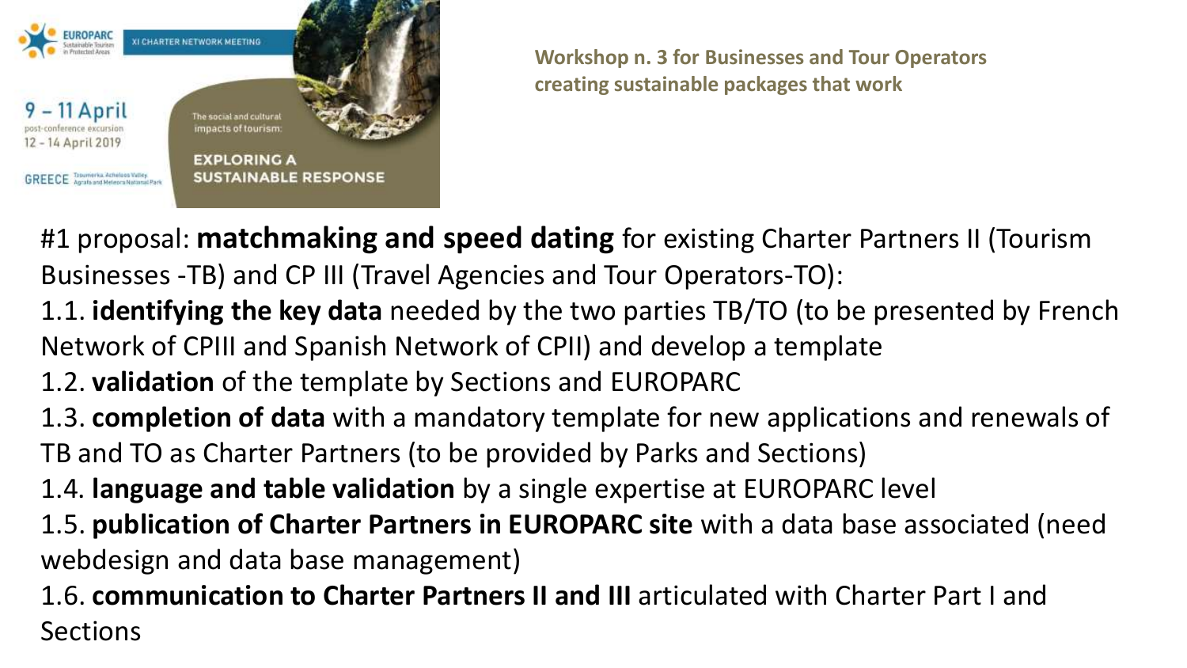EUROPARC Sustainable Tourism in Protected Areas

XI CHARTER NETWORK MEETING

9 – 11 April
post-conference excursion
12 - 14 April 2019

GREECE Tzoumerka, Acheloos Valley, Agrafa and Meteora National Park

The social and cultural impacts of tourism:

**EXPLORING A SUSTAINABLE RESPONSE**

**Workshop n. 3 for Businesses and Tour Operators creating sustainable packages that work**

#1 proposal: **matchmaking and speed dating** for existing Charter Partners II (Tourism Businesses -TB) and CP III (Travel Agencies and Tour Operators-TO):

1.1. **identifying the key data** needed by the two parties TB/TO (to be presented by French Network of CPIII and Spanish Network of CPII) and develop a template

1.2. **validation** of the template by Sections and EUROPARC

1.3. **completion of data** with a mandatory template for new applications and renewals of TB and TO as Charter Partners (to be provided by Parks and Sections)

1.4. **language and table validation** by a single expertise at EUROPARC level

1.5. **publication of Charter Partners in EUROPARC site** with a data base associated (need webdesign and data base management)

1.6. **communication to Charter Partners II and III** articulated with Charter Part I and Sections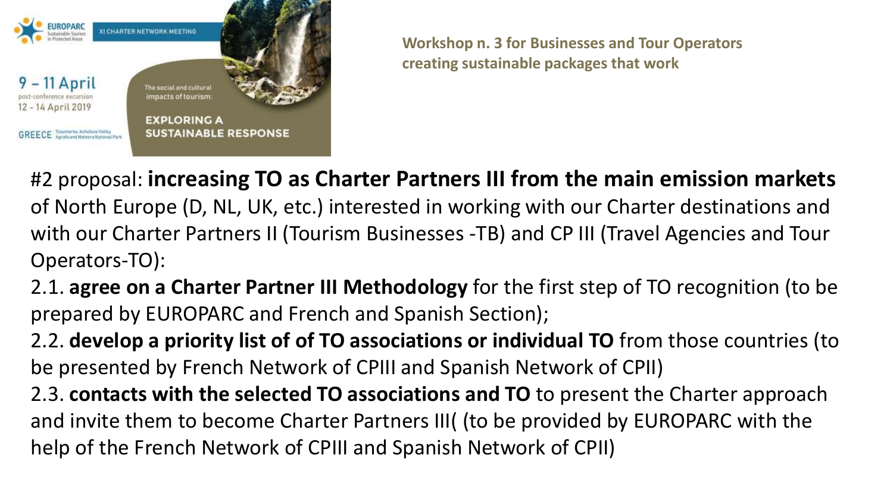**Workshop n. 3 for Businesses and Tour Operators creating sustainable packages that work**

#2 proposal: **increasing TO as Charter Partners III from the main emission markets** of North Europe (D, NL, UK, etc.) interested in working with our Charter destinations and with our Charter Partners II (Tourism Businesses -TB) and CP III (Travel Agencies and Tour Operators-TO):

2.1. **agree on a Charter Partner III Methodology** for the first step of TO recognition (to be prepared by EUROPARC and French and Spanish Section);

2.2. **develop a priority list of of TO associations or individual TO** from those countries (to be presented by French Network of CPIII and Spanish Network of CPII)

2.3. **contacts with the selected TO associations and TO** to present the Charter approach and invite them to become Charter Partners III( (to be provided by EUROPARC with the help of the French Network of CPIII and Spanish Network of CPII)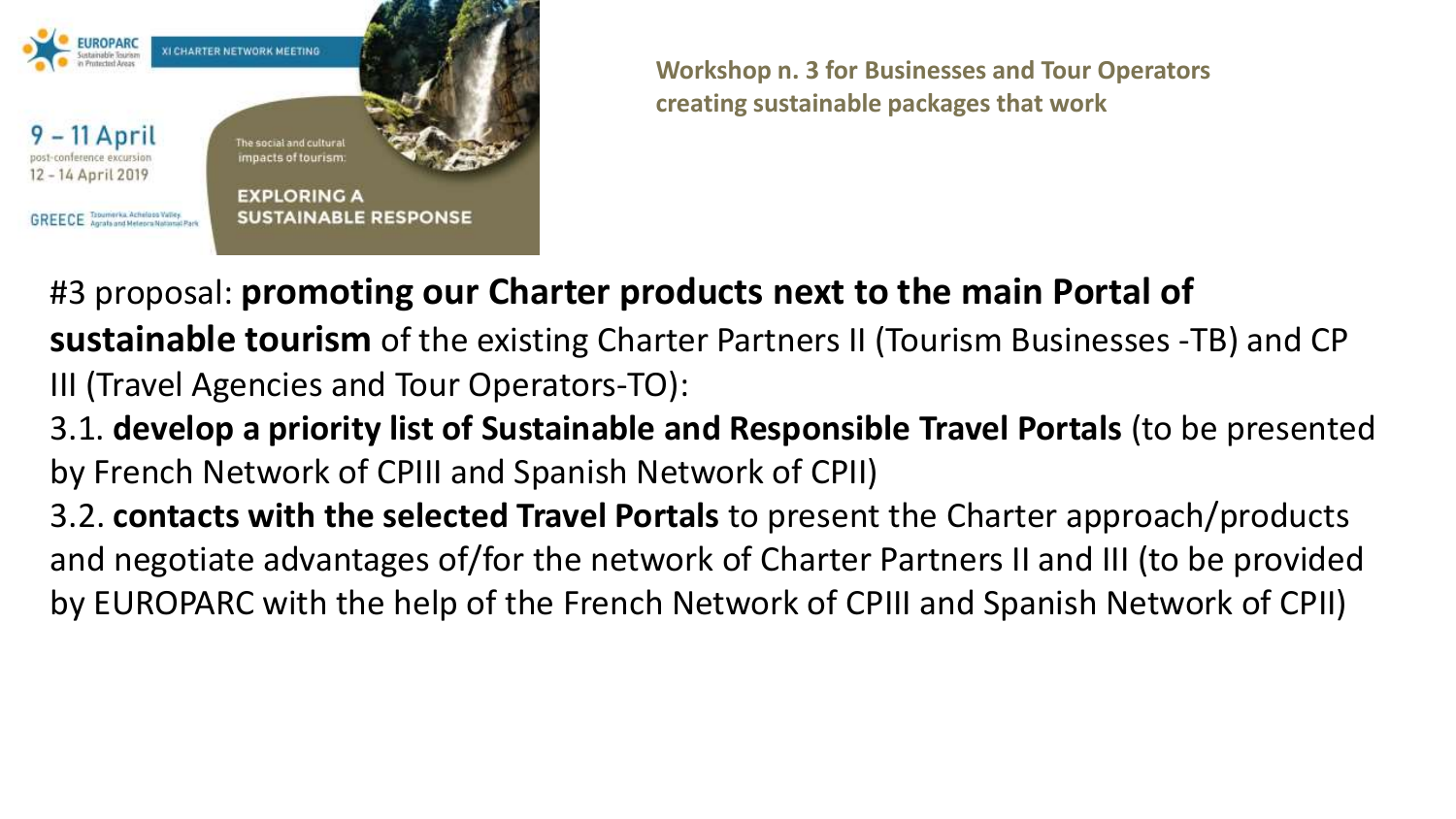**Workshop n. 3 for Businesses and Tour Operators creating sustainable packages that work**

#3 proposal: **promoting our Charter products next to the main Portal of sustainable tourism** of the existing Charter Partners II (Tourism Businesses -TB) and CP III (Travel Agencies and Tour Operators-TO):

3.1. **develop a priority list of Sustainable and Responsible Travel Portals** (to be presented by French Network of CPIII and Spanish Network of CPII)

3.2. **contacts with the selected Travel Portals** to present the Charter approach/products and negotiate advantages of/for the network of Charter Partners II and III (to be provided by EUROPARC with the help of the French Network of CPIII and Spanish Network of CPII)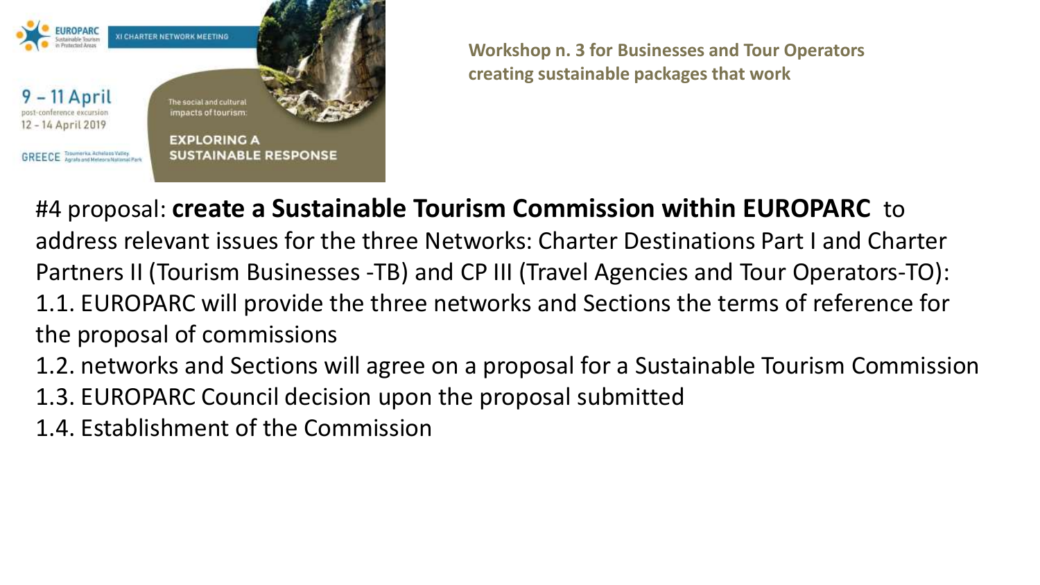**Workshop n. 3 for Businesses and Tour Operators creating sustainable packages that work**

#4 proposal: **create a Sustainable Tourism Commission within EUROPARC** to address relevant issues for the three Networks: Charter Destinations Part I and Charter Partners II (Tourism Businesses -TB) and CP III (Travel Agencies and Tour Operators-TO):

1.1. EUROPARC will provide the three networks and Sections the terms of reference for the proposal of commissions

1.2. networks and Sections will agree on a proposal for a Sustainable Tourism Commission

1.3. EUROPARC Council decision upon the proposal submitted

1.4. Establishment of the Commission